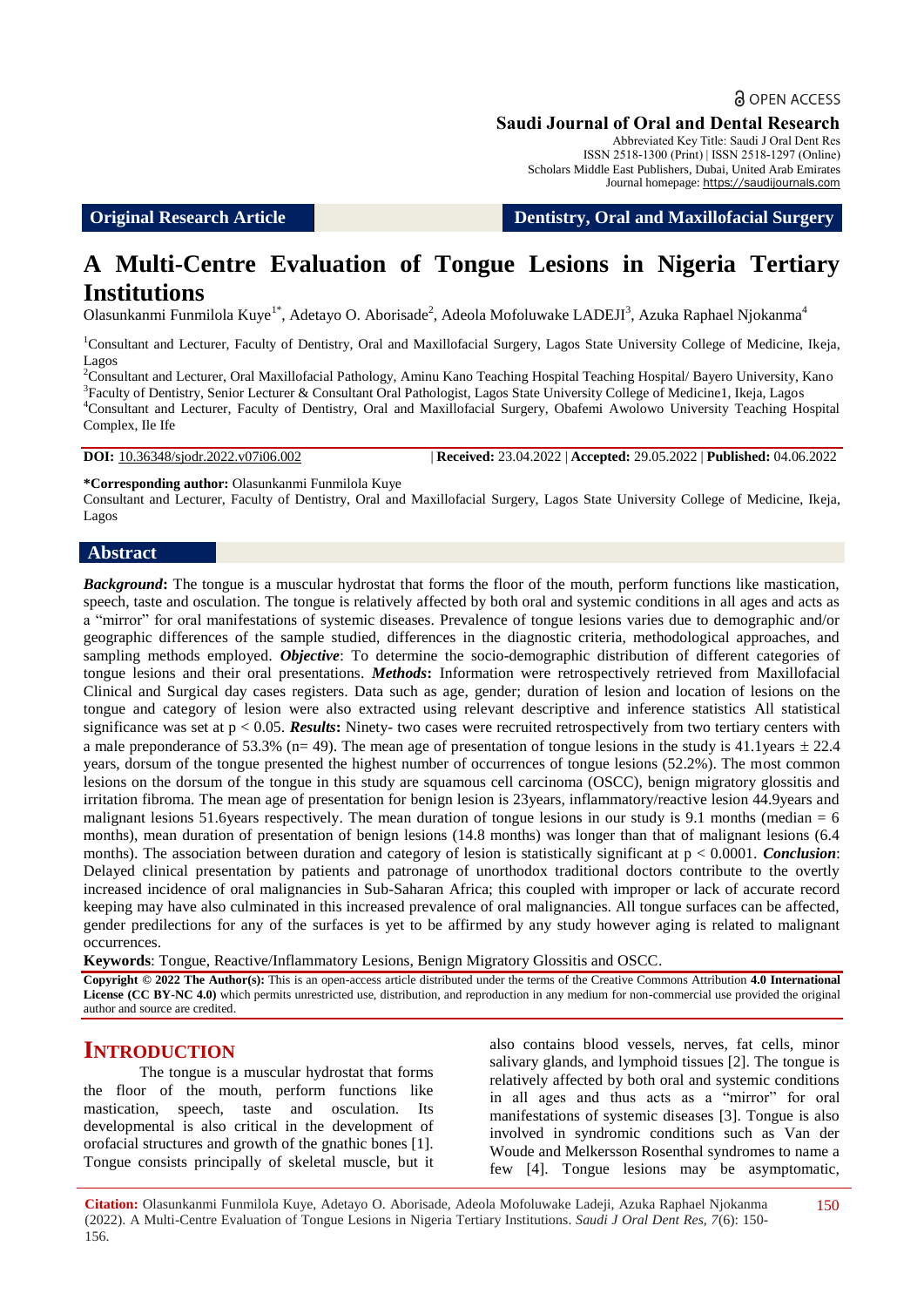OPEN ACCESS

**Saudi Journal of Oral and Dental Research**

Abbreviated Key Title: Saudi J Oral Dent Res
ISSN 2518-1300 (Print) | ISSN 2518-1297 (Online)
Scholars Middle East Publishers, Dubai, United Arab Emirates
Journal homepage: https://saudijournals.com

**Original Research Article** | **Dentistry, Oral and Maxillofacial Surgery**

# A Multi-Centre Evaluation of Tongue Lesions in Nigeria Tertiary Institutions

Olasunkanmi Funmilola Kuye[1*], Adetayo O. Aborisade[2], Adeola Mofoluwake LADEJI[3], Azuka Raphael Njokanma[4]

[1]Consultant and Lecturer, Faculty of Dentistry, Oral and Maxillofacial Surgery, Lagos State University College of Medicine, Ikeja, Lagos
[2]Consultant and Lecturer, Oral Maxillofacial Pathology, Aminu Kano Teaching Hospital Teaching Hospital/ Bayero University, Kano
[3]Faculty of Dentistry, Senior Lecturer & Consultant Oral Pathologist, Lagos State University College of Medicine1, Ikeja, Lagos
[4]Consultant and Lecturer, Faculty of Dentistry, Oral and Maxillofacial Surgery, Obafemi Awolowo University Teaching Hospital Complex, Ile Ife

**DOI:** 10.36348/sjodr.2022.v07i06.002 | **Received:** 23.04.2022 | **Accepted:** 29.05.2022 | **Published:** 04.06.2022

**\*Corresponding author:** Olasunkanmi Funmilola Kuye
Consultant and Lecturer, Faculty of Dentistry, Oral and Maxillofacial Surgery, Lagos State University College of Medicine, Ikeja, Lagos

## Abstract

***Background*:** The tongue is a muscular hydrostat that forms the floor of the mouth, perform functions like mastication, speech, taste and osculation. The tongue is relatively affected by both oral and systemic conditions in all ages and acts as a "mirror" for oral manifestations of systemic diseases. Prevalence of tongue lesions varies due to demographic and/or geographic differences of the sample studied, differences in the diagnostic criteria, methodological approaches, and sampling methods employed. ***Objective***: To determine the socio-demographic distribution of different categories of tongue lesions and their oral presentations. ***Methods*:** Information were retrospectively retrieved from Maxillofacial Clinical and Surgical day cases registers. Data such as age, gender; duration of lesion and location of lesions on the tongue and category of lesion were also extracted using relevant descriptive and inference statistics All statistical significance was set at $p < 0.05$. ***Results*:** Ninety- two cases were recruited retrospectively from two tertiary centers with a male preponderance of 53.3% (n= 49). The mean age of presentation of tongue lesions in the study is 41.1years ± 22.4 years, dorsum of the tongue presented the highest number of occurrences of tongue lesions (52.2%). The most common lesions on the dorsum of the tongue in this study are squamous cell carcinoma (OSCC), benign migratory glossitis and irritation fibroma. The mean age of presentation for benign lesion is 23years, inflammatory/reactive lesion 44.9years and malignant lesions 51.6years respectively. The mean duration of tongue lesions in our study is 9.1 months (median = 6 months), mean duration of presentation of benign lesions (14.8 months) was longer than that of malignant lesions (6.4 months). The association between duration and category of lesion is statistically significant at $p < 0.0001$. ***Conclusion***: Delayed clinical presentation by patients and patronage of unorthodox traditional doctors contribute to the overtly increased incidence of oral malignancies in Sub-Saharan Africa; this coupled with improper or lack of accurate record keeping may have also culminated in this increased prevalence of oral malignancies. All tongue surfaces can be affected, gender predilections for any of the surfaces is yet to be affirmed by any study however aging is related to malignant occurrences.

**Keywords**: Tongue, Reactive/Inflammatory Lesions, Benign Migratory Glossitis and OSCC.

**Copyright © 2022 The Author(s):** This is an open-access article distributed under the terms of the Creative Commons Attribution **4.0 International License (CC BY-NC 4.0)** which permits unrestricted use, distribution, and reproduction in any medium for non-commercial use provided the original author and source are credited.

## INTRODUCTION

The tongue is a muscular hydrostat that forms the floor of the mouth, perform functions like mastication, speech, taste and osculation. Its developmental is also critical in the development of orofacial structures and growth of the gnathic bones [1]. Tongue consists principally of skeletal muscle, but it also contains blood vessels, nerves, fat cells, minor salivary glands, and lymphoid tissues [2]. The tongue is relatively affected by both oral and systemic conditions in all ages and thus acts as a "mirror" for oral manifestations of systemic diseases [3]. Tongue is also involved in syndromic conditions such as Van der Woude and Melkersson Rosenthal syndromes to name a few [4]. Tongue lesions may be asymptomatic,

**Citation:** Olasunkanmi Funmilola Kuye, Adetayo O. Aborisade, Adeola Mofoluwake Ladeji, Azuka Raphael Njokanma (2022). A Multi-Centre Evaluation of Tongue Lesions in Nigeria Tertiary Institutions. *Saudi J Oral Dent Res, 7*(6): 150-156.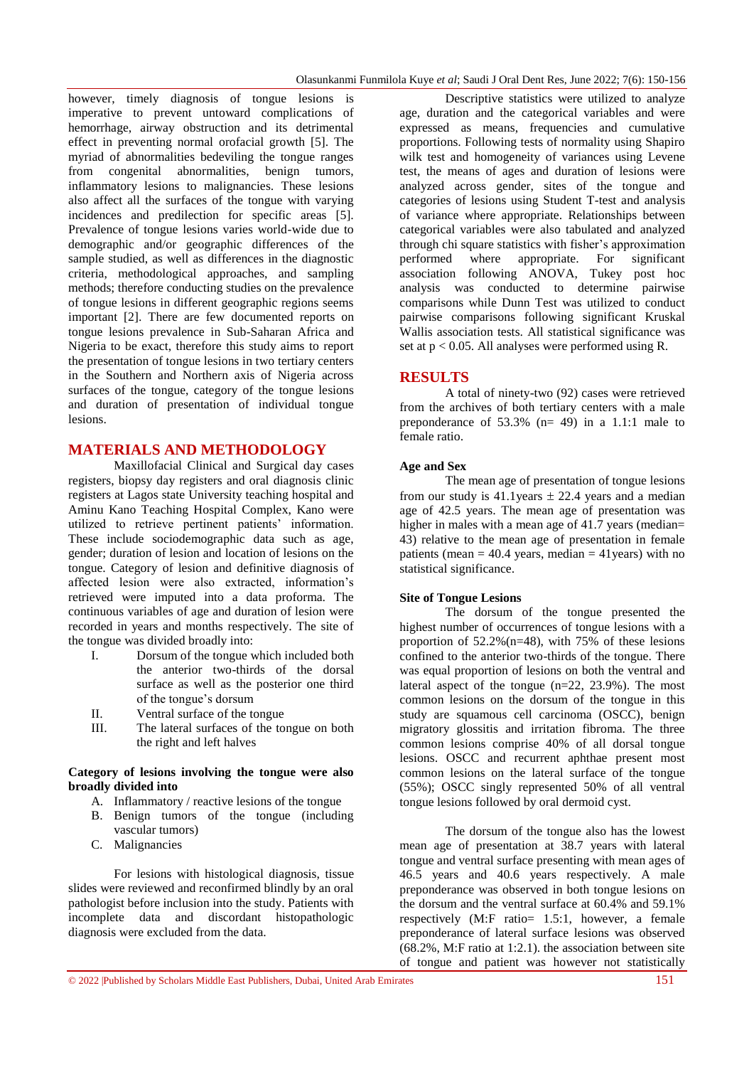however, timely diagnosis of tongue lesions is imperative to prevent untoward complications of hemorrhage, airway obstruction and its detrimental effect in preventing normal orofacial growth [5]. The myriad of abnormalities bedeviling the tongue ranges from congenital abnormalities, benign tumors, inflammatory lesions to malignancies. These lesions also affect all the surfaces of the tongue with varying incidences and predilection for specific areas [5]. Prevalence of tongue lesions varies world-wide due to demographic and/or geographic differences of the sample studied, as well as differences in the diagnostic criteria, methodological approaches, and sampling methods; therefore conducting studies on the prevalence of tongue lesions in different geographic regions seems important [2]. There are few documented reports on tongue lesions prevalence in Sub-Saharan Africa and Nigeria to be exact, therefore this study aims to report the presentation of tongue lesions in two tertiary centers in the Southern and Northern axis of Nigeria across surfaces of the tongue, category of the tongue lesions and duration of presentation of individual tongue lesions.

## MATERIALS AND METHODOLOGY

Maxillofacial Clinical and Surgical day cases registers, biopsy day registers and oral diagnosis clinic registers at Lagos state University teaching hospital and Aminu Kano Teaching Hospital Complex, Kano were utilized to retrieve pertinent patients' information. These include sociodemographic data such as age, gender; duration of lesion and location of lesions on the tongue. Category of lesion and definitive diagnosis of affected lesion were also extracted, information's retrieved were imputed into a data proforma. The continuous variables of age and duration of lesion were recorded in years and months respectively. The site of the tongue was divided broadly into:

I. Dorsum of the tongue which included both the anterior two-thirds of the dorsal surface as well as the posterior one third of the tongue's dorsum
II. Ventral surface of the tongue
III. The lateral surfaces of the tongue on both the right and left halves

**Category of lesions involving the tongue were also broadly divided into**

A. Inflammatory / reactive lesions of the tongue
B. Benign tumors of the tongue (including vascular tumors)
C. Malignancies

For lesions with histological diagnosis, tissue slides were reviewed and reconfirmed blindly by an oral pathologist before inclusion into the study. Patients with incomplete data and discordant histopathologic diagnosis were excluded from the data.

Descriptive statistics were utilized to analyze age, duration and the categorical variables and were expressed as means, frequencies and cumulative proportions. Following tests of normality using Shapiro wilk test and homogeneity of variances using Levene test, the means of ages and duration of lesions were analyzed across gender, sites of the tongue and categories of lesions using Student T-test and analysis of variance where appropriate. Relationships between categorical variables were also tabulated and analyzed through chi square statistics with fisher's approximation performed where appropriate. For significant association following ANOVA, Tukey post hoc analysis was conducted to determine pairwise comparisons while Dunn Test was utilized to conduct pairwise comparisons following significant Kruskal Wallis association tests. All statistical significance was set at $p < 0.05$. All analyses were performed using R.

## RESULTS

A total of ninety-two (92) cases were retrieved from the archives of both tertiary centers with a male preponderance of 53.3% (n= 49) in a 1.1:1 male to female ratio.

### Age and Sex

The mean age of presentation of tongue lesions from our study is 41.1years ± 22.4 years and a median age of 42.5 years. The mean age of presentation was higher in males with a mean age of 41.7 years (median= 43) relative to the mean age of presentation in female patients (mean = 40.4 years, median = 41years) with no statistical significance.

### Site of Tongue Lesions

The dorsum of the tongue presented the highest number of occurrences of tongue lesions with a proportion of 52.2%(n=48), with 75% of these lesions confined to the anterior two-thirds of the tongue. There was equal proportion of lesions on both the ventral and lateral aspect of the tongue (n=22, 23.9%). The most common lesions on the dorsum of the tongue in this study are squamous cell carcinoma (OSCC), benign migratory glossitis and irritation fibroma. The three common lesions comprise 40% of all dorsal tongue lesions. OSCC and recurrent aphthae present most common lesions on the lateral surface of the tongue (55%); OSCC singly represented 50% of all ventral tongue lesions followed by oral dermoid cyst.

The dorsum of the tongue also has the lowest mean age of presentation at 38.7 years with lateral tongue and ventral surface presenting with mean ages of 46.5 years and 40.6 years respectively. A male preponderance was observed in both tongue lesions on the dorsum and the ventral surface at 60.4% and 59.1% respectively (M:F ratio= 1.5:1, however, a female preponderance of lateral surface lesions was observed (68.2%, M:F ratio at 1:2.1). the association between site of tongue and patient was however not statistically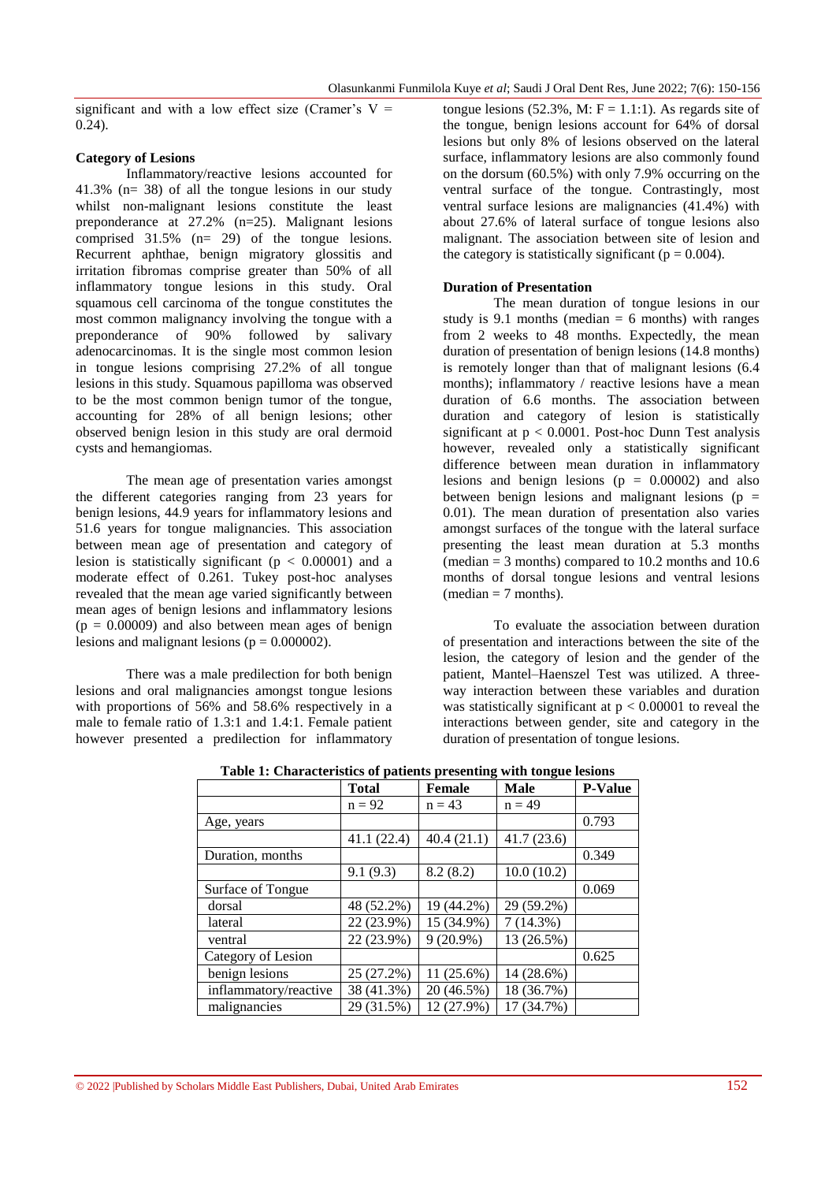significant and with a low effect size (Cramer's V = 0.24).

**Category of Lesions**

Inflammatory/reactive lesions accounted for 41.3% (n= 38) of all the tongue lesions in our study whilst non-malignant lesions constitute the least preponderance at 27.2% (n=25). Malignant lesions comprised 31.5% (n= 29) of the tongue lesions. Recurrent aphthae, benign migratory glossitis and irritation fibromas comprise greater than 50% of all inflammatory tongue lesions in this study. Oral squamous cell carcinoma of the tongue constitutes the most common malignancy involving the tongue with a preponderance of 90% followed by salivary adenocarcinomas. It is the single most common lesion in tongue lesions comprising 27.2% of all tongue lesions in this study. Squamous papilloma was observed to be the most common benign tumor of the tongue, accounting for 28% of all benign lesions; other observed benign lesion in this study are oral dermoid cysts and hemangiomas.

The mean age of presentation varies amongst the different categories ranging from 23 years for benign lesions, 44.9 years for inflammatory lesions and 51.6 years for tongue malignancies. This association between mean age of presentation and category of lesion is statistically significant ($p < 0.00001$) and a moderate effect of 0.261. Tukey post-hoc analyses revealed that the mean age varied significantly between mean ages of benign lesions and inflammatory lesions ($p = 0.00009$) and also between mean ages of benign lesions and malignant lesions ($p = 0.000002$).

There was a male predilection for both benign lesions and oral malignancies amongst tongue lesions with proportions of 56% and 58.6% respectively in a male to female ratio of 1.3:1 and 1.4:1. Female patient however presented a predilection for inflammatory tongue lesions (52.3%, M: F = 1.1:1). As regards site of the tongue, benign lesions account for 64% of dorsal lesions but only 8% of lesions observed on the lateral surface, inflammatory lesions are also commonly found on the dorsum (60.5%) with only 7.9% occurring on the ventral surface of the tongue. Contrastingly, most ventral surface lesions are malignancies (41.4%) with about 27.6% of lateral surface of tongue lesions also malignant. The association between site of lesion and the category is statistically significant ($p = 0.004$).

**Duration of Presentation**

The mean duration of tongue lesions in our study is 9.1 months (median = 6 months) with ranges from 2 weeks to 48 months. Expectedly, the mean duration of presentation of benign lesions (14.8 months) is remotely longer than that of malignant lesions (6.4 months); inflammatory / reactive lesions have a mean duration of 6.6 months. The association between duration and category of lesion is statistically significant at $p < 0.0001$. Post-hoc Dunn Test analysis however, revealed only a statistically significant difference between mean duration in inflammatory lesions and benign lesions ($p = 0.00002$) and also between benign lesions and malignant lesions ($p = 0.01$). The mean duration of presentation also varies amongst surfaces of the tongue with the lateral surface presenting the least mean duration at 5.3 months (median = 3 months) compared to 10.2 months and 10.6 months of dorsal tongue lesions and ventral lesions (median = 7 months).

To evaluate the association between duration of presentation and interactions between the site of the lesion, the category of lesion and the gender of the patient, Mantel–Haenszel Test was utilized. A three-way interaction between these variables and duration was statistically significant at $p < 0.00001$ to reveal the interactions between gender, site and category in the duration of presentation of tongue lesions.

**Table 1: Characteristics of patients presenting with tongue lesions**

| | **Total** | **Female** | **Male** | **P-Value** |
|---|---|---|---|---|
| | n = 92 | n = 43 | n = 49 | |
| Age, years | | | | 0.793 |
| | 41.1 (22.4) | 40.4 (21.1) | 41.7 (23.6) | |
| Duration, months | | | | 0.349 |
| | 9.1 (9.3) | 8.2 (8.2) | 10.0 (10.2) | |
| Surface of Tongue | | | | 0.069 |
| dorsal | 48 (52.2%) | 19 (44.2%) | 29 (59.2%) | |
| lateral | 22 (23.9%) | 15 (34.9%) | 7 (14.3%) | |
| ventral | 22 (23.9%) | 9 (20.9%) | 13 (26.5%) | |
| Category of Lesion | | | | 0.625 |
| benign lesions | 25 (27.2%) | 11 (25.6%) | 14 (28.6%) | |
| inflammatory/reactive | 38 (41.3%) | 20 (46.5%) | 18 (36.7%) | |
| malignancies | 29 (31.5%) | 12 (27.9%) | 17 (34.7%) | |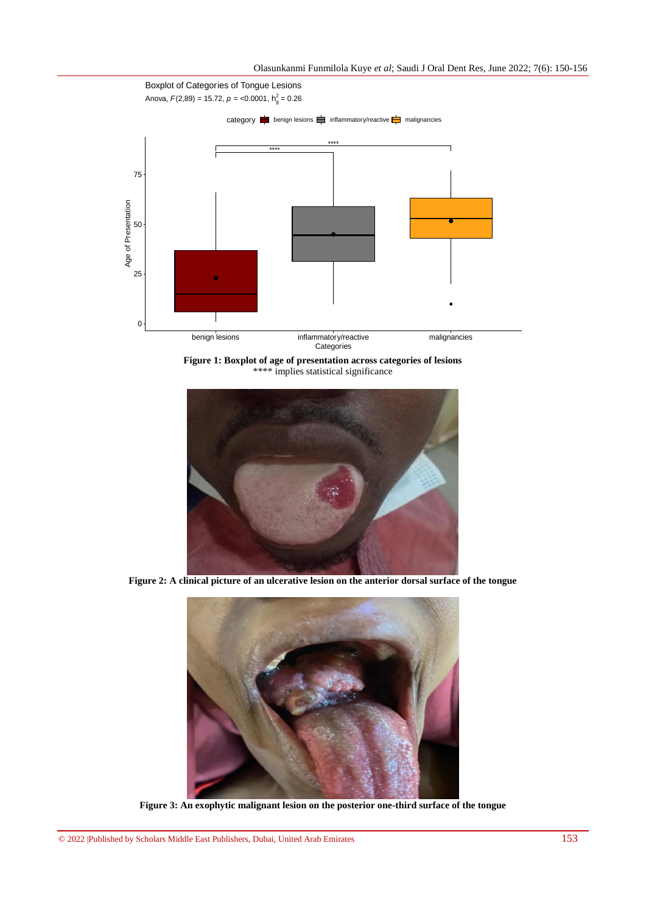Boxplot of Categories of Tongue Lesions

Anova, $F(2,89) = 15.72$, $p = <0.0001$, $\eta^2_g = 0.26$

**Figure 1: Boxplot of age of presentation across categories of lesions**
**** implies statistical significance

**Figure 2: A clinical picture of an ulcerative lesion on the anterior dorsal surface of the tongue**

**Figure 3: An exophytic malignant lesion on the posterior one-third surface of the tongue**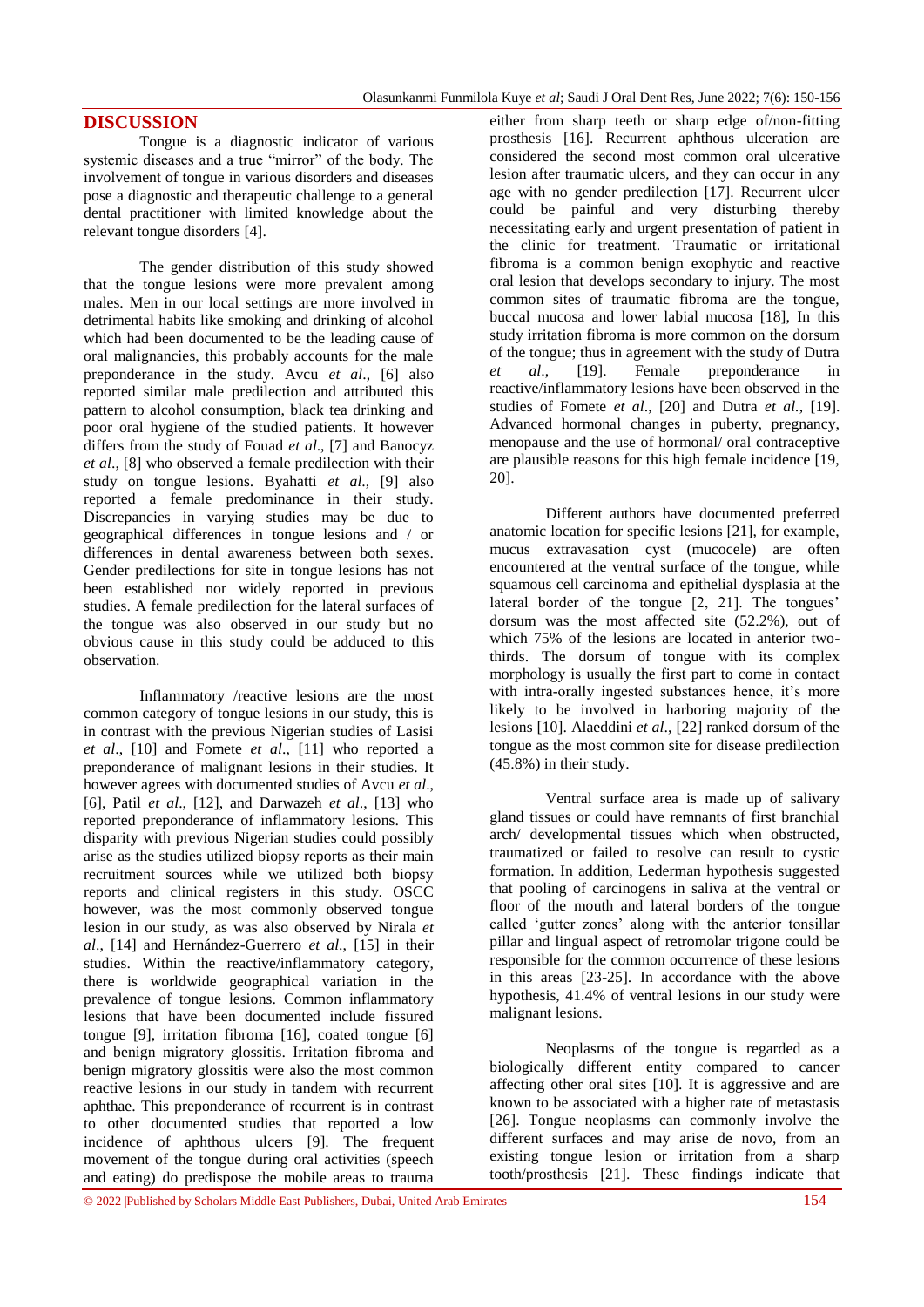## DISCUSSION

Tongue is a diagnostic indicator of various systemic diseases and a true "mirror" of the body. The involvement of tongue in various disorders and diseases pose a diagnostic and therapeutic challenge to a general dental practitioner with limited knowledge about the relevant tongue disorders [4].

The gender distribution of this study showed that the tongue lesions were more prevalent among males. Men in our local settings are more involved in detrimental habits like smoking and drinking of alcohol which had been documented to be the leading cause of oral malignancies, this probably accounts for the male preponderance in the study. Avcu *et al*., [6] also reported similar male predilection and attributed this pattern to alcohol consumption, black tea drinking and poor oral hygiene of the studied patients. It however differs from the study of Fouad *et al*., [7] and Banocyz *et al*., [8] who observed a female predilection with their study on tongue lesions. Byahatti *et al*., [9] also reported a female predominance in their study. Discrepancies in varying studies may be due to geographical differences in tongue lesions and / or differences in dental awareness between both sexes. Gender predilections for site in tongue lesions has not been established nor widely reported in previous studies. A female predilection for the lateral surfaces of the tongue was also observed in our study but no obvious cause in this study could be adduced to this observation.

Inflammatory /reactive lesions are the most common category of tongue lesions in our study, this is in contrast with the previous Nigerian studies of Lasisi *et al*., [10] and Fomete *et al*., [11] who reported a preponderance of malignant lesions in their studies. It however agrees with documented studies of Avcu *et al*., [6], Patil *et al*., [12], and Darwazeh *et al*., [13] who reported preponderance of inflammatory lesions. This disparity with previous Nigerian studies could possibly arise as the studies utilized biopsy reports as their main recruitment sources while we utilized both biopsy reports and clinical registers in this study. OSCC however, was the most commonly observed tongue lesion in our study, as was also observed by Nirala *et al*., [14] and Hernández-Guerrero *et al*., [15] in their studies. Within the reactive/inflammatory category, there is worldwide geographical variation in the prevalence of tongue lesions. Common inflammatory lesions that have been documented include fissured tongue [9], irritation fibroma [16], coated tongue [6] and benign migratory glossitis. Irritation fibroma and benign migratory glossitis were also the most common reactive lesions in our study in tandem with recurrent aphthae. This preponderance of recurrent is in contrast to other documented studies that reported a low incidence of aphthous ulcers [9]. The frequent movement of the tongue during oral activities (speech and eating) do predispose the mobile areas to trauma either from sharp teeth or sharp edge of/non-fitting prosthesis [16]. Recurrent aphthous ulceration are considered the second most common oral ulcerative lesion after traumatic ulcers, and they can occur in any age with no gender predilection [17]. Recurrent ulcer could be painful and very disturbing thereby necessitating early and urgent presentation of patient in the clinic for treatment. Traumatic or irritational fibroma is a common benign exophytic and reactive oral lesion that develops secondary to injury. The most common sites of traumatic fibroma are the tongue, buccal mucosa and lower labial mucosa [18], In this study irritation fibroma is more common on the dorsum of the tongue; thus in agreement with the study of Dutra *et al*., [19]. Female preponderance in reactive/inflammatory lesions have been observed in the studies of Fomete *et al*., [20] and Dutra *et al*., [19]. Advanced hormonal changes in puberty, pregnancy, menopause and the use of hormonal/ oral contraceptive are plausible reasons for this high female incidence [19, 20].

Different authors have documented preferred anatomic location for specific lesions [21], for example, mucus extravasation cyst (mucocele) are often encountered at the ventral surface of the tongue, while squamous cell carcinoma and epithelial dysplasia at the lateral border of the tongue [2, 21]. The tongues' dorsum was the most affected site (52.2%), out of which 75% of the lesions are located in anterior two-thirds. The dorsum of tongue with its complex morphology is usually the first part to come in contact with intra-orally ingested substances hence, it's more likely to be involved in harboring majority of the lesions [10]. Alaeddini *et al*., [22] ranked dorsum of the tongue as the most common site for disease predilection (45.8%) in their study.

Ventral surface area is made up of salivary gland tissues or could have remnants of first branchial arch/ developmental tissues which when obstructed, traumatized or failed to resolve can result to cystic formation. In addition, Lederman hypothesis suggested that pooling of carcinogens in saliva at the ventral or floor of the mouth and lateral borders of the tongue called 'gutter zones' along with the anterior tonsillar pillar and lingual aspect of retromolar trigone could be responsible for the common occurrence of these lesions in this areas [23-25]. In accordance with the above hypothesis, 41.4% of ventral lesions in our study were malignant lesions.

Neoplasms of the tongue is regarded as a biologically different entity compared to cancer affecting other oral sites [10]. It is aggressive and are known to be associated with a higher rate of metastasis [26]. Tongue neoplasms can commonly involve the different surfaces and may arise de novo, from an existing tongue lesion or irritation from a sharp tooth/prosthesis [21]. These findings indicate that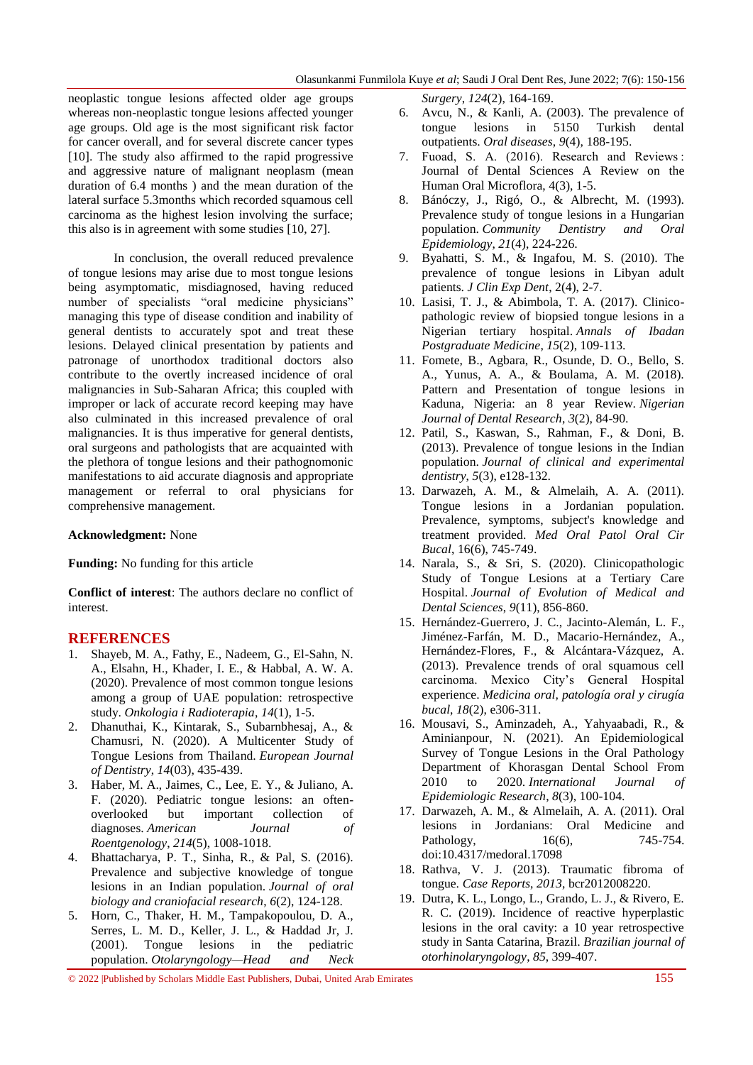neoplastic tongue lesions affected older age groups whereas non-neoplastic tongue lesions affected younger age groups. Old age is the most significant risk factor for cancer overall, and for several discrete cancer types [10]. The study also affirmed to the rapid progressive and aggressive nature of malignant neoplasm (mean duration of 6.4 months ) and the mean duration of the lateral surface 5.3months which recorded squamous cell carcinoma as the highest lesion involving the surface; this also is in agreement with some studies [10, 27].

In conclusion, the overall reduced prevalence of tongue lesions may arise due to most tongue lesions being asymptomatic, misdiagnosed, having reduced number of specialists "oral medicine physicians" managing this type of disease condition and inability of general dentists to accurately spot and treat these lesions. Delayed clinical presentation by patients and patronage of unorthodox traditional doctors also contribute to the overtly increased incidence of oral malignancies in Sub-Saharan Africa; this coupled with improper or lack of accurate record keeping may have also culminated in this increased prevalence of oral malignancies. It is thus imperative for general dentists, oral surgeons and pathologists that are acquainted with the plethora of tongue lesions and their pathognomonic manifestations to aid accurate diagnosis and appropriate management or referral to oral physicians for comprehensive management.

**Acknowledgment:** None

**Funding:** No funding for this article

**Conflict of interest**: The authors declare no conflict of interest.

## REFERENCES

1. Shayeb, M. A., Fathy, E., Nadeem, G., El-Sahn, N. A., Elsahn, H., Khader, I. E., & Habbal, A. W. A. (2020). Prevalence of most common tongue lesions among a group of UAE population: retrospective study. *Onkologia i Radioterapia*, *14*(1), 1-5.
2. Dhanuthai, K., Kintarak, S., Subarnbhesaj, A., & Chamusri, N. (2020). A Multicenter Study of Tongue Lesions from Thailand. *European Journal of Dentistry*, *14*(03), 435-439.
3. Haber, M. A., Jaimes, C., Lee, E. Y., & Juliano, A. F. (2020). Pediatric tongue lesions: an often-overlooked but important collection of diagnoses. *American Journal of Roentgenology*, *214*(5), 1008-1018.
4. Bhattacharya, P. T., Sinha, R., & Pal, S. (2016). Prevalence and subjective knowledge of tongue lesions in an Indian population. *Journal of oral biology and craniofacial research*, *6*(2), 124-128.
5. Horn, C., Thaker, H. M., Tampakopoulou, D. A., Serres, L. M. D., Keller, J. L., & Haddad Jr, J. (2001). Tongue lesions in the pediatric population. *Otolaryngology—Head and Neck Surgery*, *124*(2), 164-169.
6. Avcu, N., & Kanli, A. (2003). The prevalence of tongue lesions in 5150 Turkish dental outpatients. *Oral diseases*, *9*(4), 188-195.
7. Fuoad, S. A. (2016). Research and Reviews : Journal of Dental Sciences A Review on the Human Oral Microflora, 4(3), 1-5.
8. Bánóczy, J., Rigó, O., & Albrecht, M. (1993). Prevalence study of tongue lesions in a Hungarian population. *Community Dentistry and Oral Epidemiology*, *21*(4), 224-226.
9. Byahatti, S. M., & Ingafou, M. S. (2010). The prevalence of tongue lesions in Libyan adult patients. *J Clin Exp Dent*, 2(4), 2-7.
10. Lasisi, T. J., & Abimbola, T. A. (2017). Clinico-pathologic review of biopsied tongue lesions in a Nigerian tertiary hospital. *Annals of Ibadan Postgraduate Medicine*, *15*(2), 109-113.
11. Fomete, B., Agbara, R., Osunde, D. O., Bello, S. A., Yunus, A. A., & Boulama, A. M. (2018). Pattern and Presentation of tongue lesions in Kaduna, Nigeria: an 8 year Review. *Nigerian Journal of Dental Research*, *3*(2), 84-90.
12. Patil, S., Kaswan, S., Rahman, F., & Doni, B. (2013). Prevalence of tongue lesions in the Indian population. *Journal of clinical and experimental dentistry*, *5*(3), e128-132.
13. Darwazeh, A. M., & Almelaih, A. A. (2011). Tongue lesions in a Jordanian population. Prevalence, symptoms, subject's knowledge and treatment provided. *Med Oral Patol Oral Cir Bucal*, 16(6), 745-749.
14. Narala, S., & Sri, S. (2020). Clinicopathologic Study of Tongue Lesions at a Tertiary Care Hospital. *Journal of Evolution of Medical and Dental Sciences*, *9*(11), 856-860.
15. Hernández-Guerrero, J. C., Jacinto-Alemán, L. F., Jiménez-Farfán, M. D., Macario-Hernández, A., Hernández-Flores, F., & Alcántara-Vázquez, A. (2013). Prevalence trends of oral squamous cell carcinoma. Mexico City's General Hospital experience. *Medicina oral, patología oral y cirugía bucal*, *18*(2), e306-311.
16. Mousavi, S., Aminzadeh, A., Yahyaabadi, R., & Aminianpour, N. (2021). An Epidemiological Survey of Tongue Lesions in the Oral Pathology Department of Khorasgan Dental School From 2010 to 2020. *International Journal of Epidemiologic Research*, *8*(3), 100-104.
17. Darwazeh, A. M., & Almelaih, A. A. (2011). Oral lesions in Jordanians: Oral Medicine and Pathology, 16(6), 745-754. doi:10.4317/medoral.17098
18. Rathva, V. J. (2013). Traumatic fibroma of tongue. *Case Reports*, *2013*, bcr2012008220.
19. Dutra, K. L., Longo, L., Grando, L. J., & Rivero, E. R. C. (2019). Incidence of reactive hyperplastic lesions in the oral cavity: a 10 year retrospective study in Santa Catarina, Brazil. *Brazilian journal of otorhinolaryngology*, *85*, 399-407.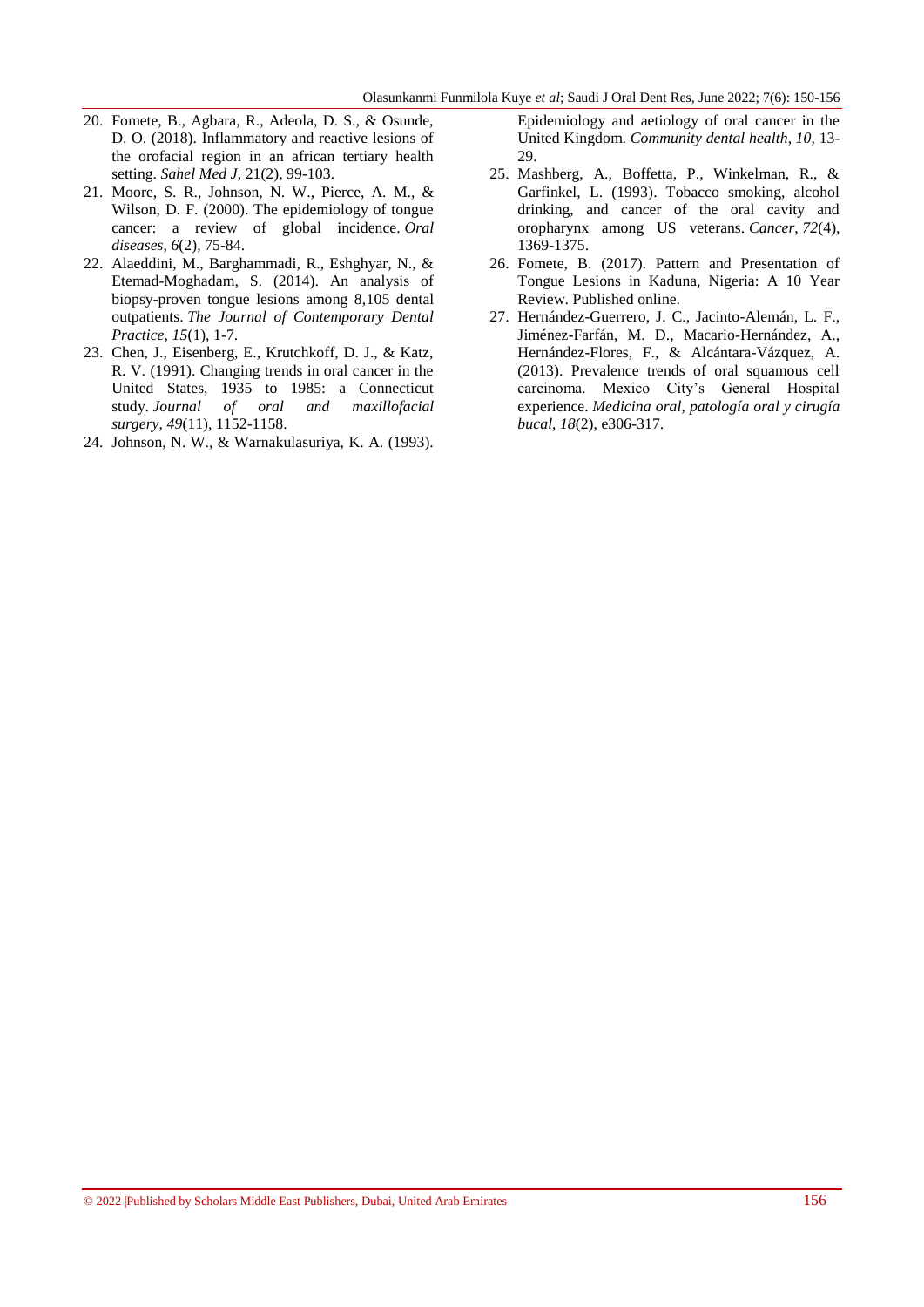20. Fomete, B., Agbara, R., Adeola, D. S., & Osunde, D. O. (2018). Inflammatory and reactive lesions of the orofacial region in an african tertiary health setting. *Sahel Med J*, 21(2), 99-103.
21. Moore, S. R., Johnson, N. W., Pierce, A. M., & Wilson, D. F. (2000). The epidemiology of tongue cancer: a review of global incidence. *Oral diseases*, *6*(2), 75-84.
22. Alaeddini, M., Barghammadi, R., Eshghyar, N., & Etemad-Moghadam, S. (2014). An analysis of biopsy-proven tongue lesions among 8,105 dental outpatients. *The Journal of Contemporary Dental Practice*, *15*(1), 1-7.
23. Chen, J., Eisenberg, E., Krutchkoff, D. J., & Katz, R. V. (1991). Changing trends in oral cancer in the United States, 1935 to 1985: a Connecticut study. *Journal of oral and maxillofacial surgery*, *49*(11), 1152-1158.
24. Johnson, N. W., & Warnakulasuriya, K. A. (1993). Epidemiology and aetiology of oral cancer in the United Kingdom. *Community dental health*, *10*, 13-29.
25. Mashberg, A., Boffetta, P., Winkelman, R., & Garfinkel, L. (1993). Tobacco smoking, alcohol drinking, and cancer of the oral cavity and oropharynx among US veterans. *Cancer*, *72*(4), 1369-1375.
26. Fomete, B. (2017). Pattern and Presentation of Tongue Lesions in Kaduna, Nigeria: A 10 Year Review. Published online.
27. Hernández-Guerrero, J. C., Jacinto-Alemán, L. F., Jiménez-Farfán, M. D., Macario-Hernández, A., Hernández-Flores, F., & Alcántara-Vázquez, A. (2013). Prevalence trends of oral squamous cell carcinoma. Mexico City's General Hospital experience. *Medicina oral, patología oral y cirugía bucal*, *18*(2), e306-317.